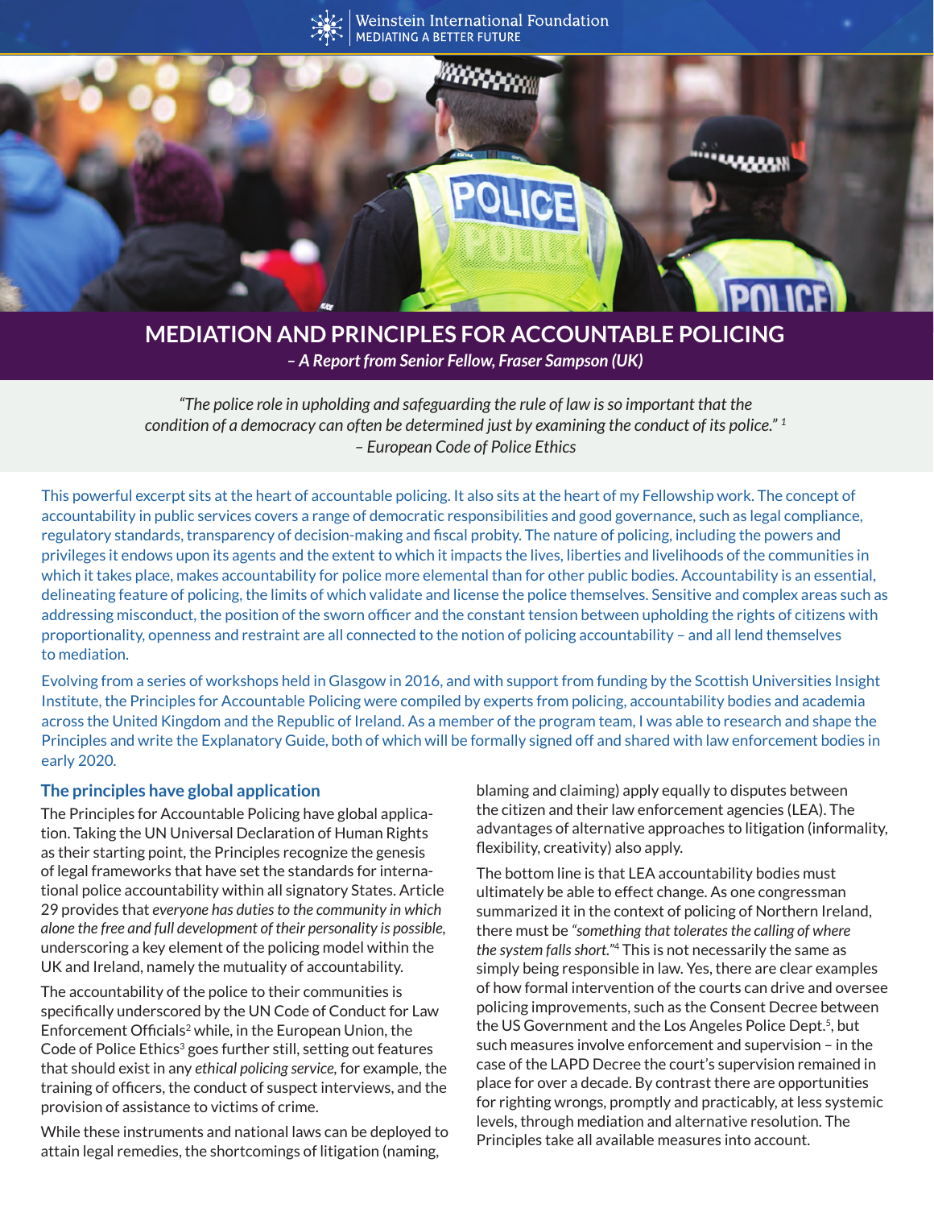Weinstein International Foundation
MEDIATING A BETTER FUTURE

# MEDIATION AND PRINCIPLES FOR ACCOUNTABLE POLICING

*– A Report from Senior Fellow, Fraser Sampson (UK)*

*"The police role in upholding and safeguarding the rule of law is so important that the condition of a democracy can often be determined just by examining the conduct of its police."* [1]
*– European Code of Police Ethics*

This powerful excerpt sits at the heart of accountable policing. It also sits at the heart of my Fellowship work. The concept of accountability in public services covers a range of democratic responsibilities and good governance, such as legal compliance, regulatory standards, transparency of decision-making and fiscal probity. The nature of policing, including the powers and privileges it endows upon its agents and the extent to which it impacts the lives, liberties and livelihoods of the communities in which it takes place, makes accountability for police more elemental than for other public bodies. Accountability is an essential, delineating feature of policing, the limits of which validate and license the police themselves. Sensitive and complex areas such as addressing misconduct, the position of the sworn officer and the constant tension between upholding the rights of citizens with proportionality, openness and restraint are all connected to the notion of policing accountability – and all lend themselves to mediation.

Evolving from a series of workshops held in Glasgow in 2016, and with support from funding by the Scottish Universities Insight Institute, the Principles for Accountable Policing were compiled by experts from policing, accountability bodies and academia across the United Kingdom and the Republic of Ireland. As a member of the program team, I was able to research and shape the Principles and write the Explanatory Guide, both of which will be formally signed off and shared with law enforcement bodies in early 2020.

## The principles have global application

The Principles for Accountable Policing have global application. Taking the UN Universal Declaration of Human Rights as their starting point, the Principles recognize the genesis of legal frameworks that have set the standards for international police accountability within all signatory States. Article 29 provides that *everyone has duties to the community in which alone the free and full development of their personality is possible*, underscoring a key element of the policing model within the UK and Ireland, namely the mutuality of accountability.

The accountability of the police to their communities is specifically underscored by the UN Code of Conduct for Law Enforcement Officials[2] while, in the European Union, the Code of Police Ethics[3] goes further still, setting out features that should exist in any *ethical policing service*, for example, the training of officers, the conduct of suspect interviews, and the provision of assistance to victims of crime.

While these instruments and national laws can be deployed to attain legal remedies, the shortcomings of litigation (naming, blaming and claiming) apply equally to disputes between the citizen and their law enforcement agencies (LEA). The advantages of alternative approaches to litigation (informality, flexibility, creativity) also apply.

The bottom line is that LEA accountability bodies must ultimately be able to effect change. As one congressman summarized it in the context of policing of Northern Ireland, there must be *"something that tolerates the calling of where the system falls short."*[4] This is not necessarily the same as simply being responsible in law. Yes, there are clear examples of how formal intervention of the courts can drive and oversee policing improvements, such as the Consent Decree between the US Government and the Los Angeles Police Dept.[5], but such measures involve enforcement and supervision – in the case of the LAPD Decree the court's supervision remained in place for over a decade. By contrast there are opportunities for righting wrongs, promptly and practically, at less systemic levels, through mediation and alternative resolution. The Principles take all available measures into account.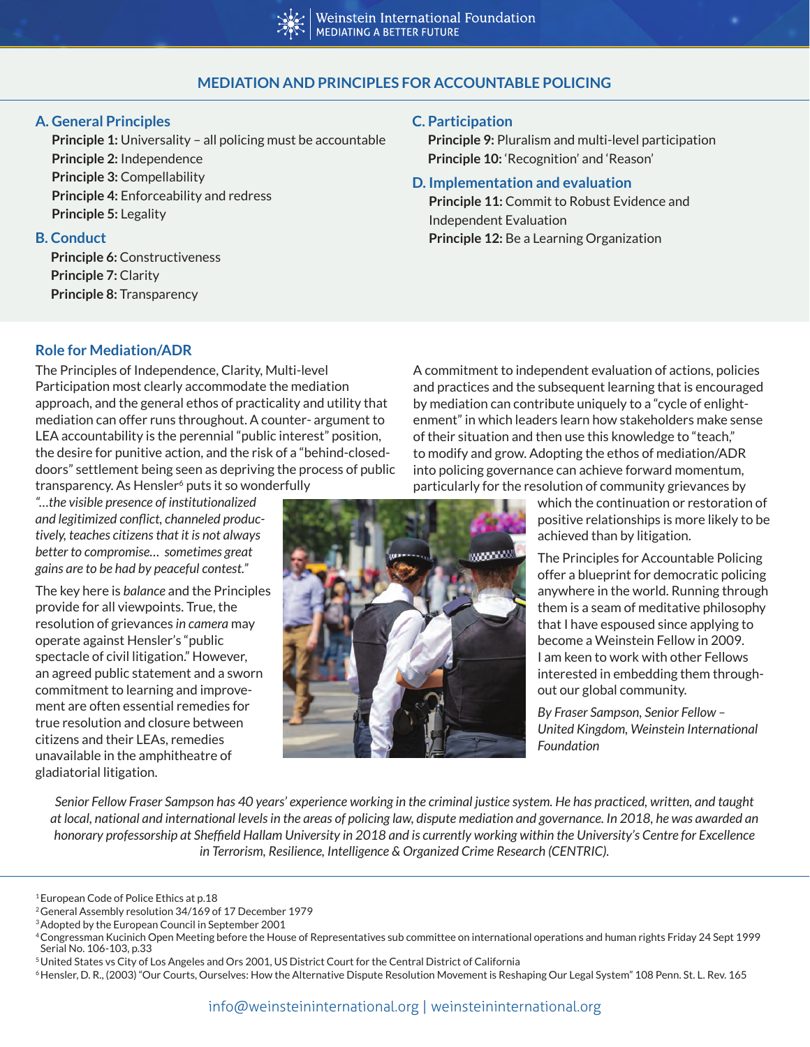## MEDIATION AND PRINCIPLES FOR ACCOUNTABLE POLICING

### A. General Principles

**Principle 1:** Universality – all policing must be accountable
**Principle 2:** Independence
**Principle 3:** Compellability
**Principle 4:** Enforceability and redress
**Principle 5:** Legality

### B. Conduct

**Principle 6:** Constructiveness
**Principle 7:** Clarity
**Principle 8:** Transparency

### C. Participation

**Principle 9:** Pluralism and multi-level participation
**Principle 10:** 'Recognition' and 'Reason'

### D. Implementation and evaluation

**Principle 11:** Commit to Robust Evidence and Independent Evaluation
**Principle 12:** Be a Learning Organization

### Role for Mediation/ADR

The Principles of Independence, Clarity, Multi-level Participation most clearly accommodate the mediation approach, and the general ethos of practicality and utility that mediation can offer runs throughout. A counter- argument to LEA accountability is the perennial "public interest" position, the desire for punitive action, and the risk of a "behind-closed-doors" settlement being seen as depriving the process of public transparency. As Hensler[6] puts it so wonderfully *"…the visible presence of institutionalized and legitimized conflict, channeled productively, teaches citizens that it is not always better to compromise… sometimes great gains are to be had by peaceful contest."*

The key here is *balance* and the Principles provide for all viewpoints. True, the resolution of grievances *in camera* may operate against Hensler's "public spectacle of civil litigation." However, an agreed public statement and a sworn commitment to learning and improvement are often essential remedies for true resolution and closure between citizens and their LEAs, remedies unavailable in the amphitheatre of gladiatorial litigation.

A commitment to independent evaluation of actions, policies and practices and the subsequent learning that is encouraged by mediation can contribute uniquely to a "cycle of enlightenment" in which leaders learn how stakeholders make sense of their situation and then use this knowledge to "teach," to modify and grow. Adopting the ethos of mediation/ADR into policing governance can achieve forward momentum, particularly for the resolution of community grievances by which the continuation or restoration of positive relationships is more likely to be achieved than by litigation.

The Principles for Accountable Policing offer a blueprint for democratic policing anywhere in the world. Running through them is a seam of meditative philosophy that I have espoused since applying to become a Weinstein Fellow in 2009. I am keen to work with other Fellows interested in embedding them throughout our global community.

*By Fraser Sampson, Senior Fellow – United Kingdom, Weinstein International Foundation*

*Senior Fellow Fraser Sampson has 40 years' experience working in the criminal justice system. He has practiced, written, and taught at local, national and international levels in the areas of policing law, dispute mediation and governance. In 2018, he was awarded an honorary professorship at Sheffield Hallam University in 2018 and is currently working within the University's Centre for Excellence in Terrorism, Resilience, Intelligence & Organized Crime Research (CENTRIC).*

---

[1] European Code of Police Ethics at p.18
[2] General Assembly resolution 34/169 of 17 December 1979
[3] Adopted by the European Council in September 2001
[4] Congressman Kucinich Open Meeting before the House of Representatives sub committee on international operations and human rights Friday 24 Sept 1999 Serial No. 106-103, p.33
[5] United States vs City of Los Angeles and Ors 2001, US District Court for the Central District of California
[6] Hensler, D. R., (2003) "Our Courts, Ourselves: How the Alternative Dispute Resolution Movement is Reshaping Our Legal System" 108 Penn. St. L. Rev. 165

info@weinsteininternational.org | weinsteininternational.org